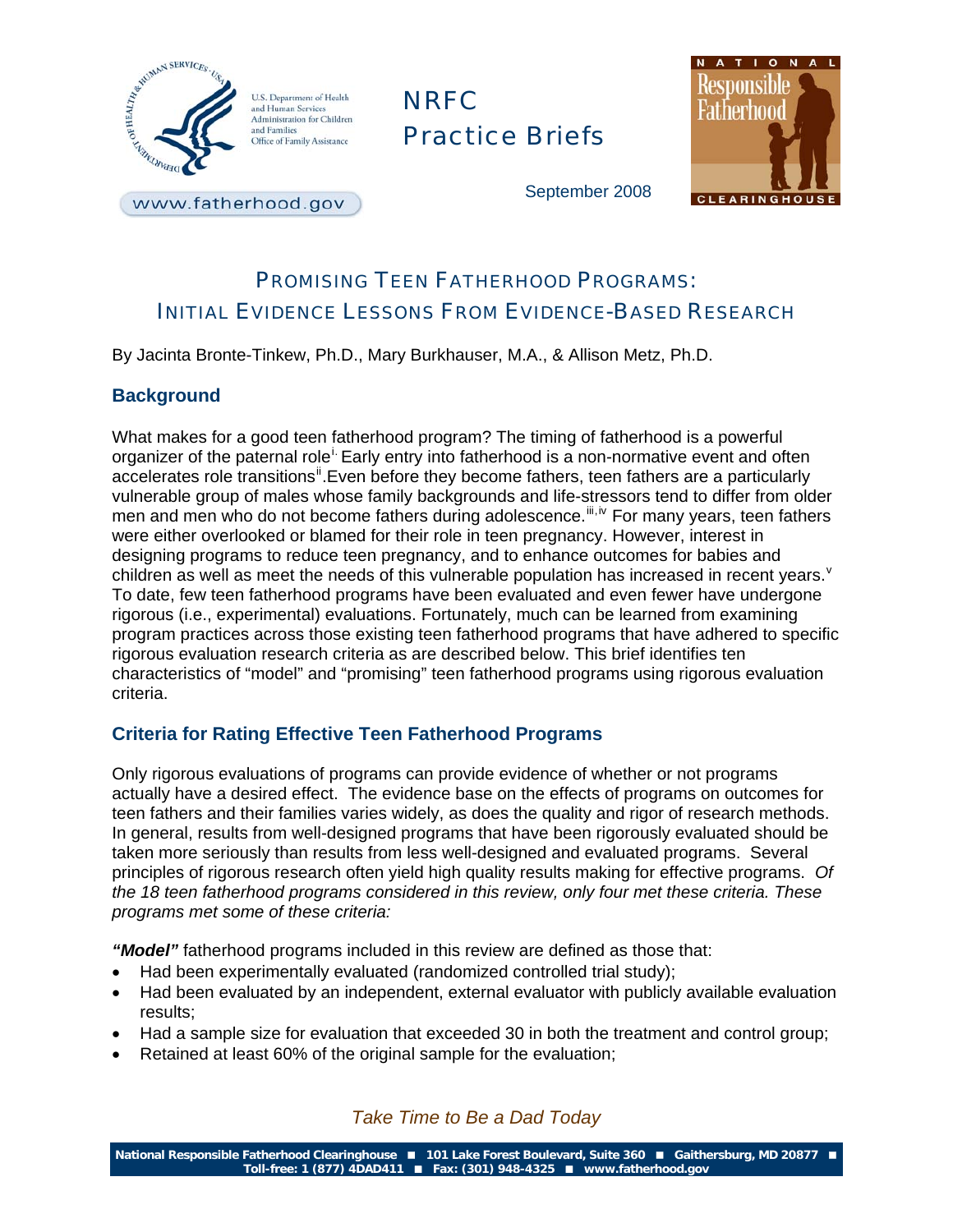U.S. Department of Health and Human Services
Administration for Children and Families
Office of Family Assistance

www.fatherhood.gov

NRFC
Practice Briefs

September 2008

NATIONAL Responsible Fatherhood CLEARINGHOUSE

# PROMISING TEEN FATHERHOOD PROGRAMS: INITIAL EVIDENCE LESSONS FROM EVIDENCE-BASED RESEARCH

By Jacinta Bronte-Tinkew, Ph.D., Mary Burkhauser, M.A., & Allison Metz, Ph.D.

## Background

What makes for a good teen fatherhood program? The timing of fatherhood is a powerful organizer of the paternal role[i.] Early entry into fatherhood is a non-normative event and often accelerates role transitions[ii].Even before they become fathers, teen fathers are a particularly vulnerable group of males whose family backgrounds and life-stressors tend to differ from older men and men who do not become fathers during adolescence.[iii,iv] For many years, teen fathers were either overlooked or blamed for their role in teen pregnancy. However, interest in designing programs to reduce teen pregnancy, and to enhance outcomes for babies and children as well as meet the needs of this vulnerable population has increased in recent years.[v] To date, few teen fatherhood programs have been evaluated and even fewer have undergone rigorous (i.e., experimental) evaluations. Fortunately, much can be learned from examining program practices across those existing teen fatherhood programs that have adhered to specific rigorous evaluation research criteria as are described below. This brief identifies ten characteristics of "model" and "promising" teen fatherhood programs using rigorous evaluation criteria.

## Criteria for Rating Effective Teen Fatherhood Programs

Only rigorous evaluations of programs can provide evidence of whether or not programs actually have a desired effect. The evidence base on the effects of programs on outcomes for teen fathers and their families varies widely, as does the quality and rigor of research methods. In general, results from well-designed programs that have been rigorously evaluated should be taken more seriously than results from less well-designed and evaluated programs. Several principles of rigorous research often yield high quality results making for effective programs. *Of the 18 teen fatherhood programs considered in this review, only four met these criteria. These programs met some of these criteria:*

***"Model"*** fatherhood programs included in this review are defined as those that:

- Had been experimentally evaluated (randomized controlled trial study);
- Had been evaluated by an independent, external evaluator with publicly available evaluation results;
- Had a sample size for evaluation that exceeded 30 in both the treatment and control group;
- Retained at least 60% of the original sample for the evaluation;

*Take Time to Be a Dad Today*

National Responsible Fatherhood Clearinghouse ■ 101 Lake Forest Boulevard, Suite 360 ■ Gaithersburg, MD 20877 ■ Toll-free: 1 (877) 4DAD411 ■ Fax: (301) 948-4325 ■ www.fatherhood.gov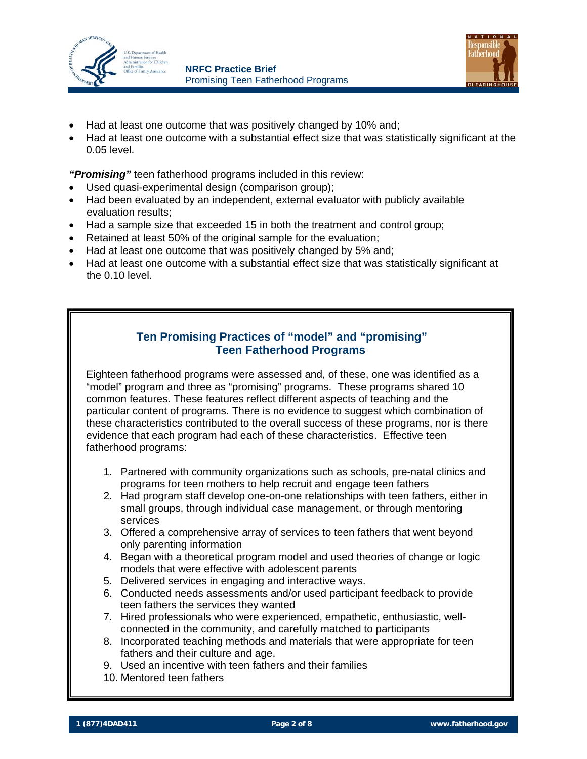- Had at least one outcome that was positively changed by 10% and;
- Had at least one outcome with a substantial effect size that was statistically significant at the 0.05 level.

***"Promising"*** teen fatherhood programs included in this review:

- Used quasi-experimental design (comparison group);
- Had been evaluated by an independent, external evaluator with publicly available evaluation results;
- Had a sample size that exceeded 15 in both the treatment and control group;
- Retained at least 50% of the original sample for the evaluation;
- Had at least one outcome that was positively changed by 5% and;
- Had at least one outcome with a substantial effect size that was statistically significant at the 0.10 level.

## Ten Promising Practices of "model" and "promising" Teen Fatherhood Programs

Eighteen fatherhood programs were assessed and, of these, one was identified as a "model" program and three as "promising" programs. These programs shared 10 common features. These features reflect different aspects of teaching and the particular content of programs. There is no evidence to suggest which combination of these characteristics contributed to the overall success of these programs, nor is there evidence that each program had each of these characteristics. Effective teen fatherhood programs:

1. Partnered with community organizations such as schools, pre-natal clinics and programs for teen mothers to help recruit and engage teen fathers
2. Had program staff develop one-on-one relationships with teen fathers, either in small groups, through individual case management, or through mentoring services
3. Offered a comprehensive array of services to teen fathers that went beyond only parenting information
4. Began with a theoretical program model and used theories of change or logic models that were effective with adolescent parents
5. Delivered services in engaging and interactive ways.
6. Conducted needs assessments and/or used participant feedback to provide teen fathers the services they wanted
7. Hired professionals who were experienced, empathetic, enthusiastic, well-connected in the community, and carefully matched to participants
8. Incorporated teaching methods and materials that were appropriate for teen fathers and their culture and age.
9. Used an incentive with teen fathers and their families
10. Mentored teen fathers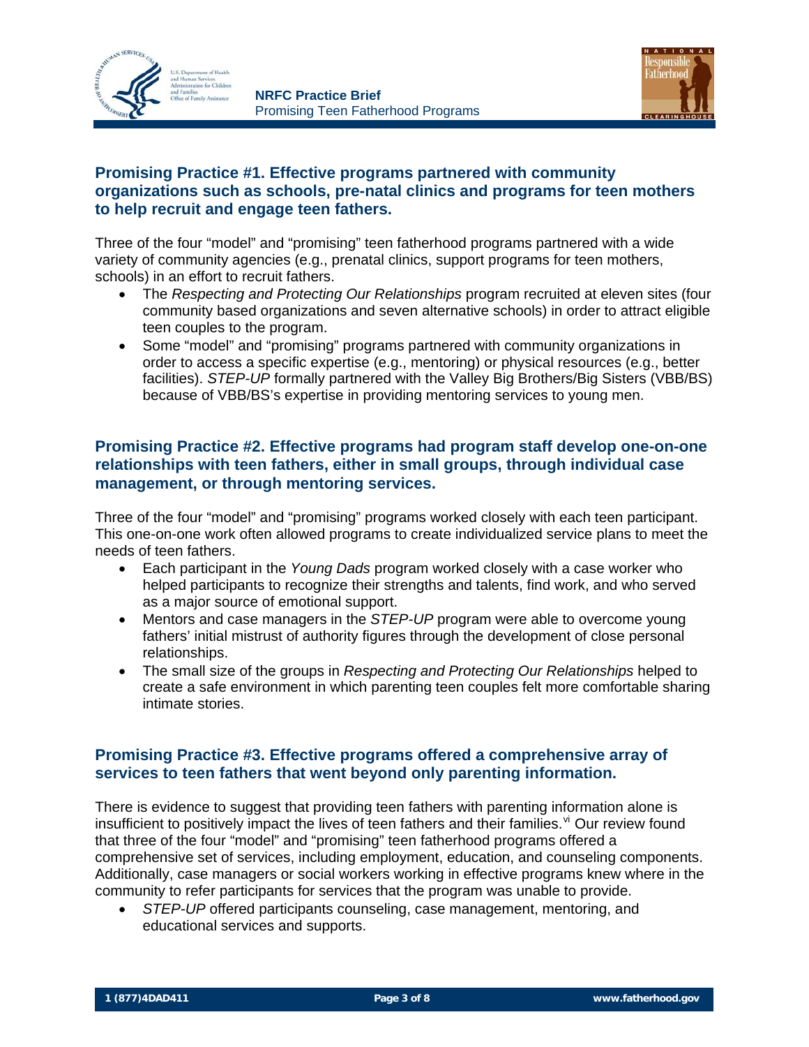### Promising Practice #1. Effective programs partnered with community organizations such as schools, pre-natal clinics and programs for teen mothers to help recruit and engage teen fathers.

Three of the four "model" and "promising" teen fatherhood programs partnered with a wide variety of community agencies (e.g., prenatal clinics, support programs for teen mothers, schools) in an effort to recruit fathers.

- The *Respecting and Protecting Our Relationships* program recruited at eleven sites (four community based organizations and seven alternative schools) in order to attract eligible teen couples to the program.
- Some "model" and "promising" programs partnered with community organizations in order to access a specific expertise (e.g., mentoring) or physical resources (e.g., better facilities). *STEP-UP* formally partnered with the Valley Big Brothers/Big Sisters (VBB/BS) because of VBB/BS's expertise in providing mentoring services to young men.

### Promising Practice #2. Effective programs had program staff develop one-on-one relationships with teen fathers, either in small groups, through individual case management, or through mentoring services.

Three of the four "model" and "promising" programs worked closely with each teen participant. This one-on-one work often allowed programs to create individualized service plans to meet the needs of teen fathers.

- Each participant in the *Young Dads* program worked closely with a case worker who helped participants to recognize their strengths and talents, find work, and who served as a major source of emotional support.
- Mentors and case managers in the *STEP-UP* program were able to overcome young fathers' initial mistrust of authority figures through the development of close personal relationships.
- The small size of the groups in *Respecting and Protecting Our Relationships* helped to create a safe environment in which parenting teen couples felt more comfortable sharing intimate stories.

### Promising Practice #3. Effective programs offered a comprehensive array of services to teen fathers that went beyond only parenting information.

There is evidence to suggest that providing teen fathers with parenting information alone is insufficient to positively impact the lives of teen fathers and their families.[vi] Our review found that three of the four "model" and "promising" teen fatherhood programs offered a comprehensive set of services, including employment, education, and counseling components. Additionally, case managers or social workers working in effective programs knew where in the community to refer participants for services that the program was unable to provide.

- *STEP-UP* offered participants counseling, case management, mentoring, and educational services and supports.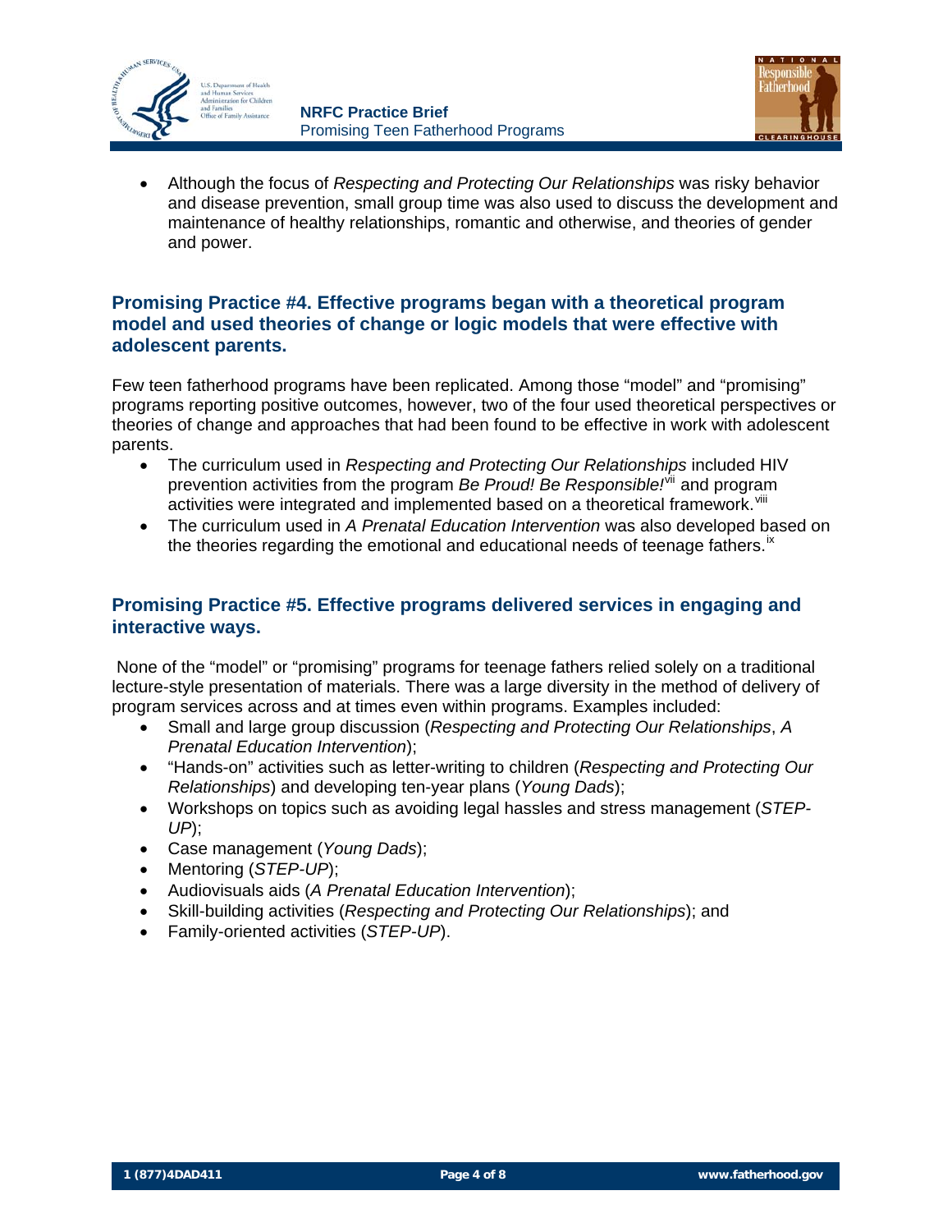- Although the focus of *Respecting and Protecting Our Relationships* was risky behavior and disease prevention, small group time was also used to discuss the development and maintenance of healthy relationships, romantic and otherwise, and theories of gender and power.

## Promising Practice #4. Effective programs began with a theoretical program model and used theories of change or logic models that were effective with adolescent parents.

Few teen fatherhood programs have been replicated. Among those "model" and "promising" programs reporting positive outcomes, however, two of the four used theoretical perspectives or theories of change and approaches that had been found to be effective in work with adolescent parents.

- The curriculum used in *Respecting and Protecting Our Relationships* included HIV prevention activities from the program *Be Proud! Be Responsible!*[vii] and program activities were integrated and implemented based on a theoretical framework.[viii]
- The curriculum used in *A Prenatal Education Intervention* was also developed based on the theories regarding the emotional and educational needs of teenage fathers.[ix]

## Promising Practice #5. Effective programs delivered services in engaging and interactive ways.

None of the "model" or "promising" programs for teenage fathers relied solely on a traditional lecture-style presentation of materials. There was a large diversity in the method of delivery of program services across and at times even within programs. Examples included:

- Small and large group discussion (*Respecting and Protecting Our Relationships*, *A Prenatal Education Intervention*);
- "Hands-on" activities such as letter-writing to children (*Respecting and Protecting Our Relationships*) and developing ten-year plans (*Young Dads*);
- Workshops on topics such as avoiding legal hassles and stress management (*STEP-UP*);
- Case management (*Young Dads*);
- Mentoring (*STEP-UP*);
- Audiovisuals aids (*A Prenatal Education Intervention*);
- Skill-building activities (*Respecting and Protecting Our Relationships*); and
- Family-oriented activities (*STEP-UP*).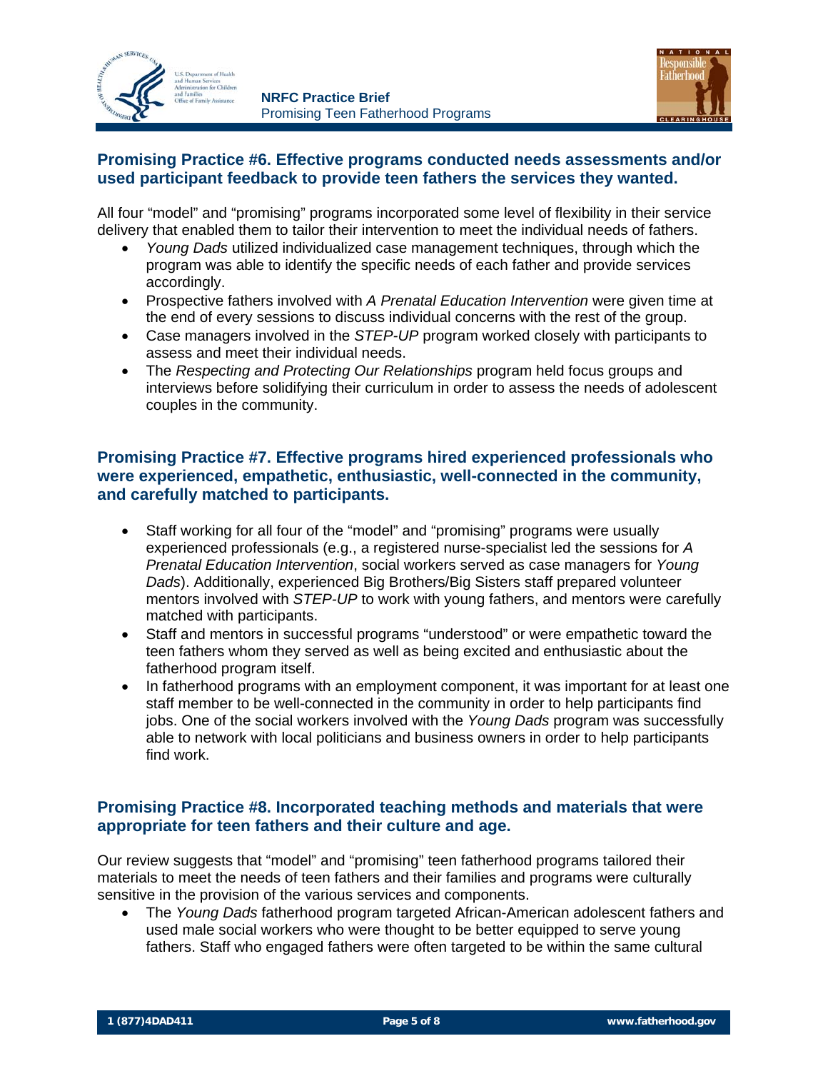## Promising Practice #6. Effective programs conducted needs assessments and/or used participant feedback to provide teen fathers the services they wanted.

All four "model" and "promising" programs incorporated some level of flexibility in their service delivery that enabled them to tailor their intervention to meet the individual needs of fathers.

- *Young Dads* utilized individualized case management techniques, through which the program was able to identify the specific needs of each father and provide services accordingly.
- Prospective fathers involved with *A Prenatal Education Intervention* were given time at the end of every sessions to discuss individual concerns with the rest of the group.
- Case managers involved in the *STEP-UP* program worked closely with participants to assess and meet their individual needs.
- The *Respecting and Protecting Our Relationships* program held focus groups and interviews before solidifying their curriculum in order to assess the needs of adolescent couples in the community.

## Promising Practice #7. Effective programs hired experienced professionals who were experienced, empathetic, enthusiastic, well-connected in the community, and carefully matched to participants.

- Staff working for all four of the "model" and "promising" programs were usually experienced professionals (e.g., a registered nurse-specialist led the sessions for *A Prenatal Education Intervention*, social workers served as case managers for *Young Dads*). Additionally, experienced Big Brothers/Big Sisters staff prepared volunteer mentors involved with *STEP-UP* to work with young fathers, and mentors were carefully matched with participants.
- Staff and mentors in successful programs "understood" or were empathetic toward the teen fathers whom they served as well as being excited and enthusiastic about the fatherhood program itself.
- In fatherhood programs with an employment component, it was important for at least one staff member to be well-connected in the community in order to help participants find jobs. One of the social workers involved with the *Young Dads* program was successfully able to network with local politicians and business owners in order to help participants find work.

## Promising Practice #8. Incorporated teaching methods and materials that were appropriate for teen fathers and their culture and age.

Our review suggests that "model" and "promising" teen fatherhood programs tailored their materials to meet the needs of teen fathers and their families and programs were culturally sensitive in the provision of the various services and components.

- The *Young Dads* fatherhood program targeted African-American adolescent fathers and used male social workers who were thought to be better equipped to serve young fathers. Staff who engaged fathers were often targeted to be within the same cultural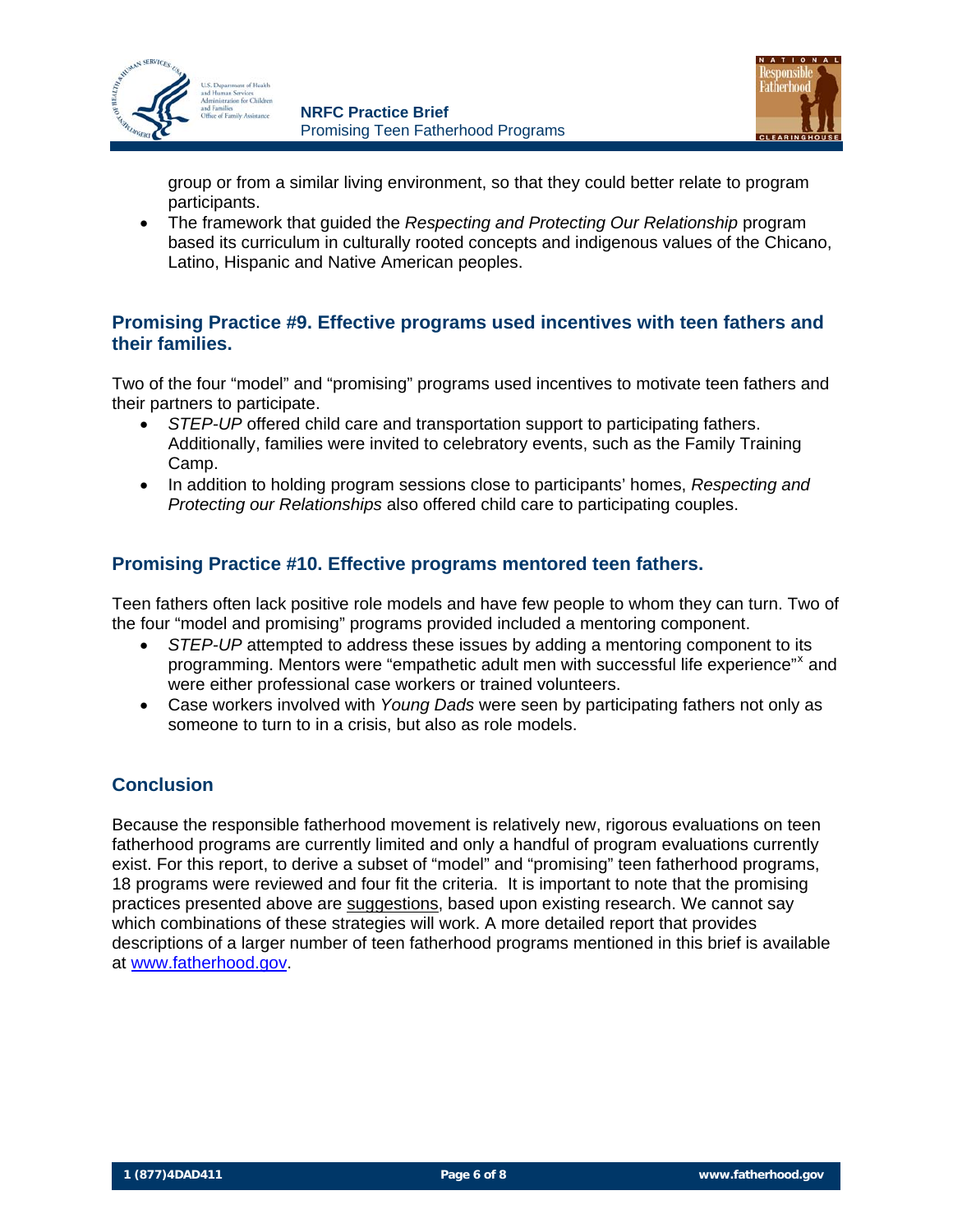group or from a similar living environment, so that they could better relate to program participants.

- The framework that guided the *Respecting and Protecting Our Relationship* program based its curriculum in culturally rooted concepts and indigenous values of the Chicano, Latino, Hispanic and Native American peoples.

## Promising Practice #9. Effective programs used incentives with teen fathers and their families.

Two of the four "model" and "promising" programs used incentives to motivate teen fathers and their partners to participate.

- *STEP-UP* offered child care and transportation support to participating fathers. Additionally, families were invited to celebratory events, such as the Family Training Camp.
- In addition to holding program sessions close to participants' homes, *Respecting and Protecting our Relationships* also offered child care to participating couples.

## Promising Practice #10. Effective programs mentored teen fathers.

Teen fathers often lack positive role models and have few people to whom they can turn. Two of the four "model and promising" programs provided included a mentoring component.

- *STEP-UP* attempted to address these issues by adding a mentoring component to its programming. Mentors were "empathetic adult men with successful life experience"[x] and were either professional case workers or trained volunteers.
- Case workers involved with *Young Dads* were seen by participating fathers not only as someone to turn to in a crisis, but also as role models.

## Conclusion

Because the responsible fatherhood movement is relatively new, rigorous evaluations on teen fatherhood programs are currently limited and only a handful of program evaluations currently exist. For this report, to derive a subset of "model" and "promising" teen fatherhood programs, 18 programs were reviewed and four fit the criteria. It is important to note that the promising practices presented above are <u>suggestions</u>, based upon existing research. We cannot say which combinations of these strategies will work. A more detailed report that provides descriptions of a larger number of teen fatherhood programs mentioned in this brief is available at [www.fatherhood.gov](http://www.fatherhood.gov).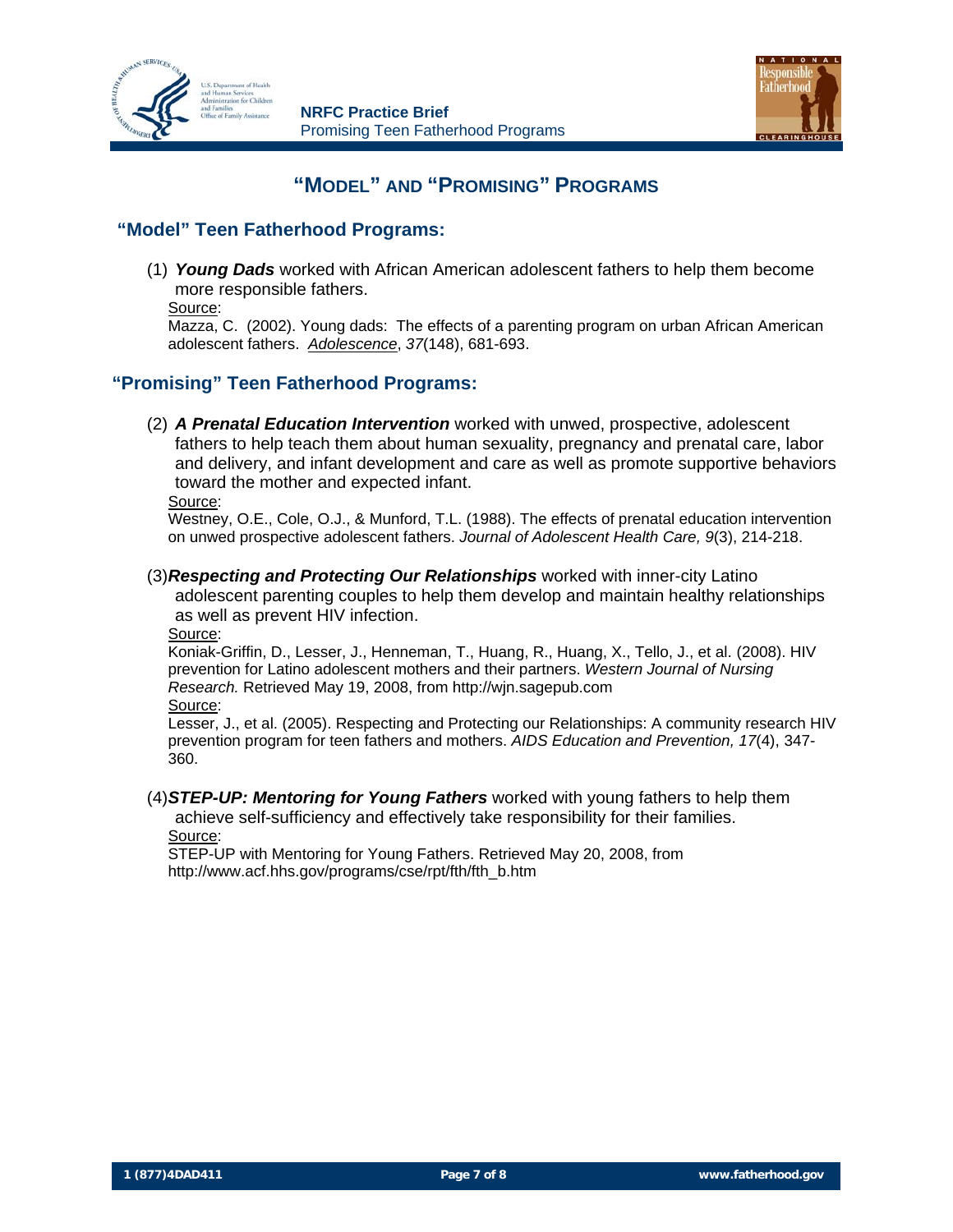# "MODEL" AND "PROMISING" PROGRAMS

## "Model" Teen Fatherhood Programs:

(1) ***Young Dads*** worked with African American adolescent fathers to help them become more responsible fathers.

Source:
Mazza, C. (2002). Young dads: The effects of a parenting program on urban African American adolescent fathers. *Adolescence*, *37*(148), 681-693.

## "Promising" Teen Fatherhood Programs:

(2) ***A Prenatal Education Intervention*** worked with unwed, prospective, adolescent fathers to help teach them about human sexuality, pregnancy and prenatal care, labor and delivery, and infant development and care as well as promote supportive behaviors toward the mother and expected infant.

Source:
Westney, O.E., Cole, O.J., & Munford, T.L. (1988). The effects of prenatal education intervention on unwed prospective adolescent fathers. *Journal of Adolescent Health Care, 9*(3), 214-218.

(3) ***Respecting and Protecting Our Relationships*** worked with inner-city Latino adolescent parenting couples to help them develop and maintain healthy relationships as well as prevent HIV infection.

Source:
Koniak-Griffin, D., Lesser, J., Henneman, T., Huang, R., Huang, X., Tello, J., et al. (2008). HIV prevention for Latino adolescent mothers and their partners. *Western Journal of Nursing Research.* Retrieved May 19, 2008, from http://wjn.sagepub.com

Source:
Lesser, J., et al. (2005). Respecting and Protecting our Relationships: A community research HIV prevention program for teen fathers and mothers. *AIDS Education and Prevention, 17*(4), 347-360.

(4) ***STEP-UP: Mentoring for Young Fathers*** worked with young fathers to help them achieve self-sufficiency and effectively take responsibility for their families.

Source:
STEP-UP with Mentoring for Young Fathers. Retrieved May 20, 2008, from http://www.acf.hhs.gov/programs/cse/rpt/fth/fth_b.htm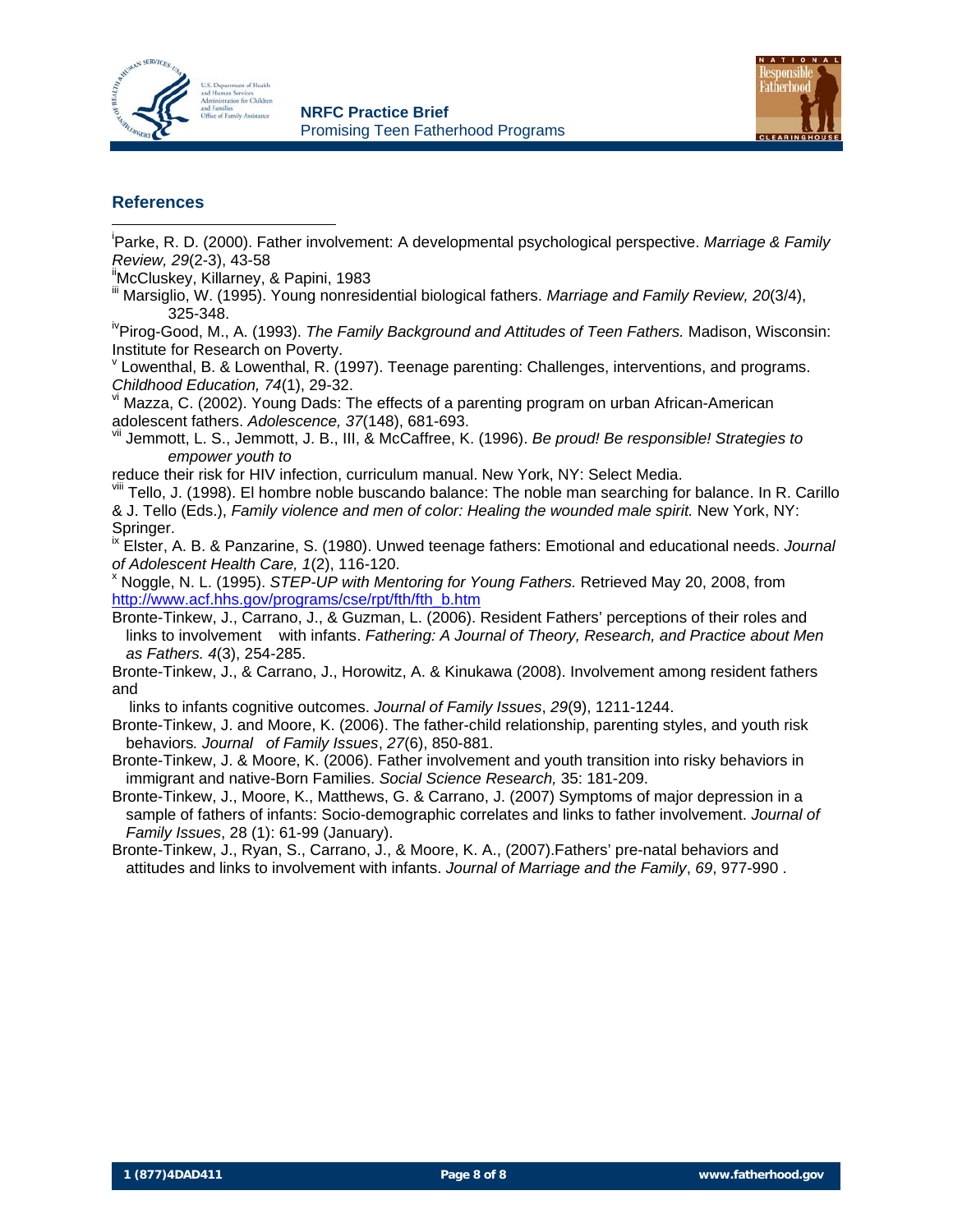## References

[i] Parke, R. D. (2000). Father involvement: A developmental psychological perspective. *Marriage & Family Review, 29*(2-3), 43-58

[ii] McCluskey, Killarney, & Papini, 1983

[iii] Marsiglio, W. (1995). Young nonresidential biological fathers. *Marriage and Family Review, 20*(3/4), 325-348.

[iv] Pirog-Good, M., A. (1993). *The Family Background and Attitudes of Teen Fathers.* Madison, Wisconsin: Institute for Research on Poverty.

[v] Lowenthal, B. & Lowenthal, R. (1997). Teenage parenting: Challenges, interventions, and programs. *Childhood Education, 74*(1), 29-32.

[vi] Mazza, C. (2002). Young Dads: The effects of a parenting program on urban African-American adolescent fathers. *Adolescence, 37*(148), 681-693.

[vii] Jemmott, L. S., Jemmott, J. B., III, & McCaffree, K. (1996). *Be proud! Be responsible! Strategies to empower youth to* reduce their risk for HIV infection, curriculum manual. New York, NY: Select Media.

[viii] Tello, J. (1998). El hombre noble buscando balance: The noble man searching for balance. In R. Carillo & J. Tello (Eds.), *Family violence and men of color: Healing the wounded male spirit.* New York, NY: Springer.

[ix] Elster, A. B. & Panzarine, S. (1980). Unwed teenage fathers: Emotional and educational needs. *Journal of Adolescent Health Care, 1*(2), 116-120.

[x] Noggle, N. L. (1995). *STEP-UP with Mentoring for Young Fathers.* Retrieved May 20, 2008, from http://www.acf.hhs.gov/programs/cse/rpt/fth/fth_b.htm

Bronte-Tinkew, J., Carrano, J., & Guzman, L. (2006). Resident Fathers' perceptions of their roles and links to involvement with infants. *Fathering: A Journal of Theory, Research, and Practice about Men as Fathers. 4*(3), 254-285.

Bronte-Tinkew, J., & Carrano, J., Horowitz, A. & Kinukawa (2008). Involvement among resident fathers and links to infants cognitive outcomes. *Journal of Family Issues*, *29*(9), 1211-1244.

Bronte-Tinkew, J. and Moore, K. (2006). The father-child relationship, parenting styles, and youth risk behaviors*. Journal of Family Issues*, *27*(6), 850-881.

Bronte-Tinkew, J. & Moore, K. (2006). Father involvement and youth transition into risky behaviors in immigrant and native-Born Families. *Social Science Research,* 35: 181-209.

Bronte-Tinkew, J., Moore, K., Matthews, G. & Carrano, J. (2007) Symptoms of major depression in a sample of fathers of infants: Socio-demographic correlates and links to father involvement. *Journal of Family Issues*, 28 (1): 61-99 (January).

Bronte-Tinkew, J., Ryan, S., Carrano, J., & Moore, K. A., (2007).Fathers' pre-natal behaviors and attitudes and links to involvement with infants. *Journal of Marriage and the Family*, *69*, 977-990 .